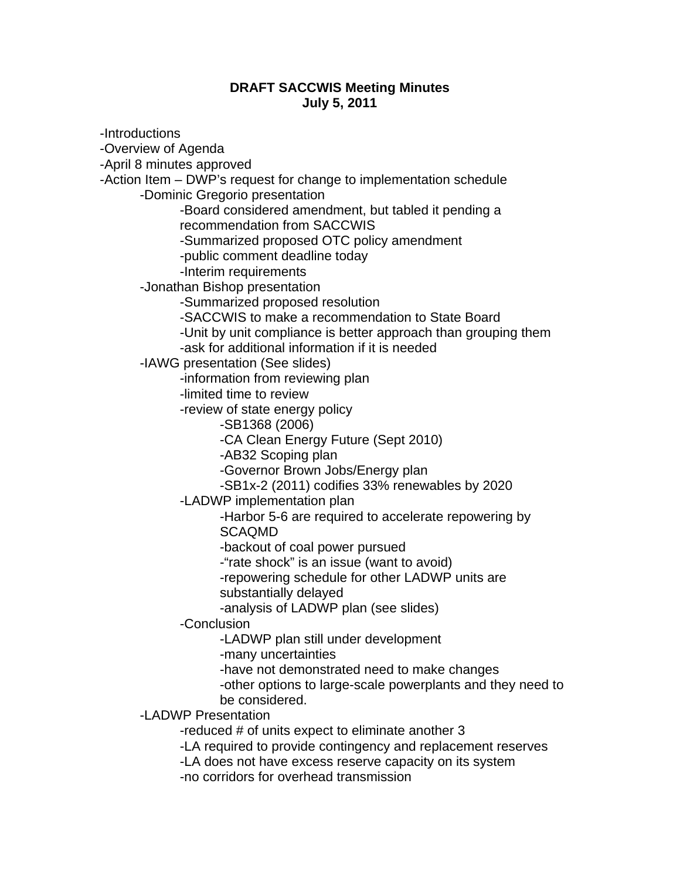**DRAFT SACCWIS Meeting Minutes**
**July 5, 2011**

- Introductions
- Overview of Agenda
- April 8 minutes approved
- Action Item – DWP's request for change to implementation schedule
    - Dominic Gregorio presentation
        - Board considered amendment, but tabled it pending a recommendation from SACCWIS
        - Summarized proposed OTC policy amendment
        - public comment deadline today
        - Interim requirements
    - Jonathan Bishop presentation
        - Summarized proposed resolution
        - SACCWIS to make a recommendation to State Board
        - Unit by unit compliance is better approach than grouping them
        - ask for additional information if it is needed
    - IAWG presentation (See slides)
        - information from reviewing plan
        - limited time to review
        - review of state energy policy
            - SB1368 (2006)
            - CA Clean Energy Future (Sept 2010)
            - AB32 Scoping plan
            - Governor Brown Jobs/Energy plan
            - SB1x-2 (2011) codifies 33% renewables by 2020
        - LADWP implementation plan
            - Harbor 5-6 are required to accelerate repowering by SCAQMD
            - backout of coal power pursued
            - "rate shock" is an issue (want to avoid)
            - repowering schedule for other LADWP units are substantially delayed
            - analysis of LADWP plan (see slides)
        - Conclusion
            - LADWP plan still under development
            - many uncertainties
            - have not demonstrated need to make changes
            - other options to large-scale powerplants and they need to be considered.
    - LADWP Presentation
        - reduced # of units expect to eliminate another 3
        - LA required to provide contingency and replacement reserves
        - LA does not have excess reserve capacity on its system
        - no corridors for overhead transmission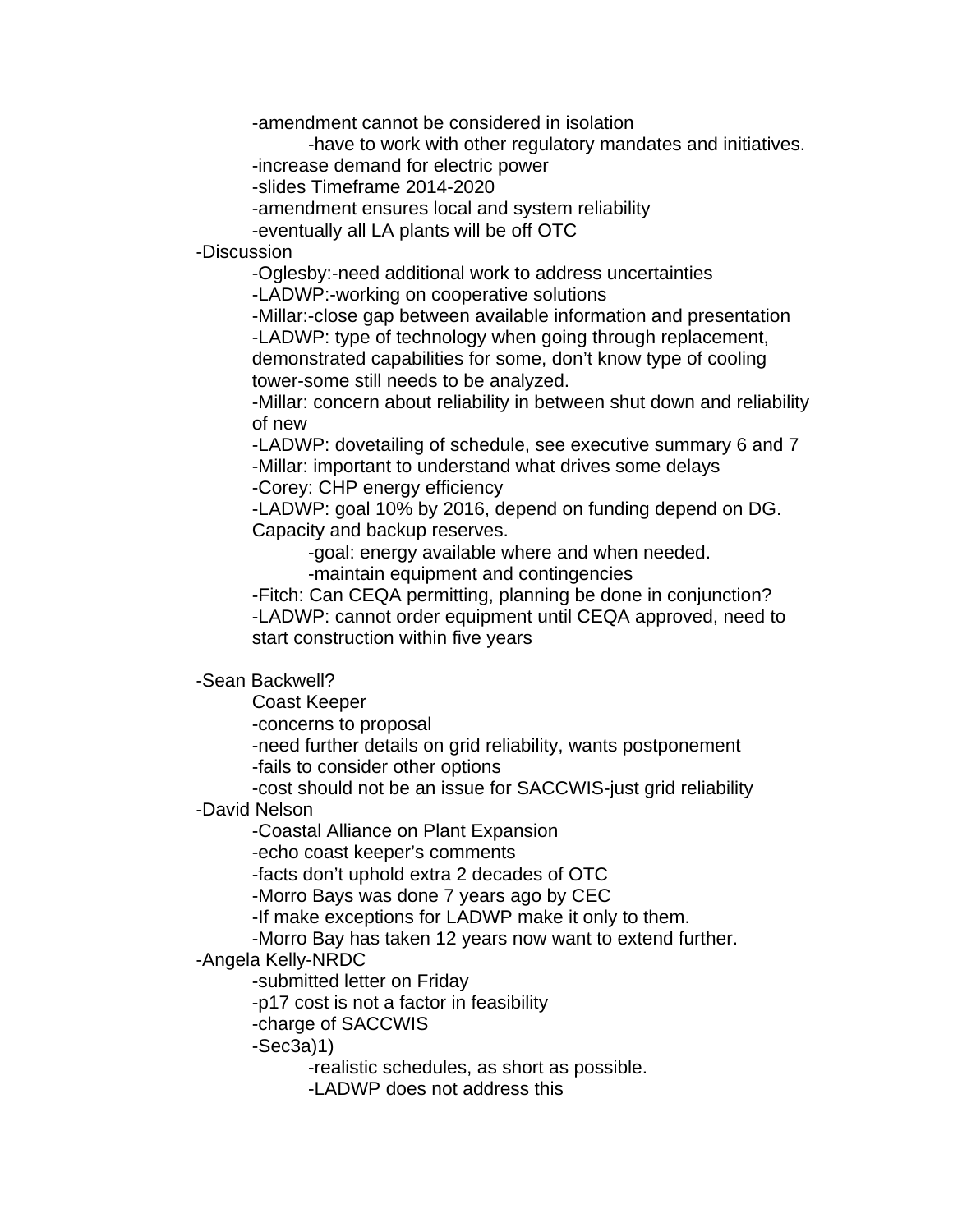- -amendment cannot be considered in isolation
  - -have to work with other regulatory mandates and initiatives.
- -increase demand for electric power
- -slides Timeframe 2014-2020
- -amendment ensures local and system reliability
- -eventually all LA plants will be off OTC

-Discussion

- -Oglesby:-need additional work to address uncertainties
- -LADWP:-working on cooperative solutions
- -Millar:-close gap between available information and presentation
- -LADWP: type of technology when going through replacement, demonstrated capabilities for some, don't know type of cooling tower-some still needs to be analyzed.
- -Millar: concern about reliability in between shut down and reliability of new
- -LADWP: dovetailing of schedule, see executive summary 6 and 7
- -Millar: important to understand what drives some delays
- -Corey: CHP energy efficiency
- -LADWP: goal 10% by 2016, depend on funding depend on DG. Capacity and backup reserves.
  - -goal: energy available where and when needed.
  - -maintain equipment and contingencies
- -Fitch: Can CEQA permitting, planning be done in conjunction?
- -LADWP: cannot order equipment until CEQA approved, need to start construction within five years

-Sean Backwell?

- Coast Keeper
- -concerns to proposal
- -need further details on grid reliability, wants postponement
- -fails to consider other options
- -cost should not be an issue for SACCWIS-just grid reliability

-David Nelson

- -Coastal Alliance on Plant Expansion
- -echo coast keeper's comments
- -facts don't uphold extra 2 decades of OTC
- -Morro Bays was done 7 years ago by CEC
- -If make exceptions for LADWP make it only to them.
- -Morro Bay has taken 12 years now want to extend further.

-Angela Kelly-NRDC

- -submitted letter on Friday
- -p17 cost is not a factor in feasibility
- -charge of SACCWIS
- -Sec3a)1)
  - -realistic schedules, as short as possible.
  - -LADWP does not address this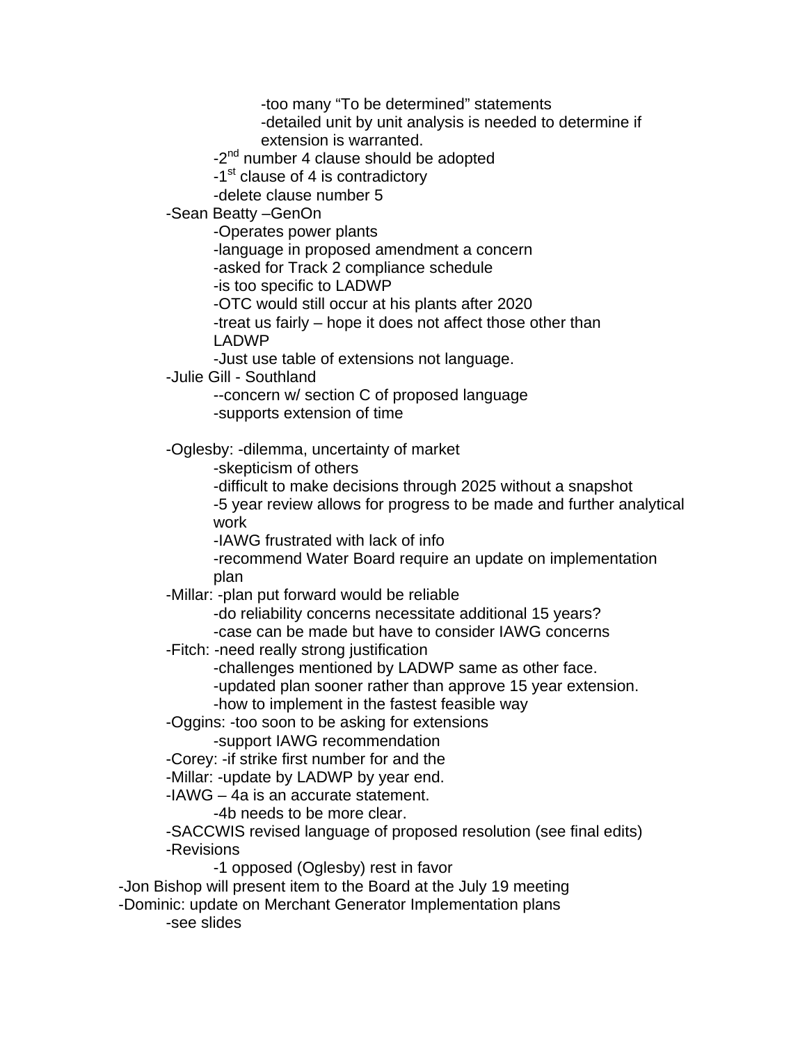- too many "To be determined" statements
- detailed unit by unit analysis is needed to determine if extension is warranted.
- 2nd number 4 clause should be adopted
- 1st clause of 4 is contradictory
- delete clause number 5
- Sean Beatty –GenOn
  - Operates power plants
  - language in proposed amendment a concern
  - asked for Track 2 compliance schedule
  - is too specific to LADWP
  - OTC would still occur at his plants after 2020
  - treat us fairly – hope it does not affect those other than LADWP
  - Just use table of extensions not language.
- Julie Gill - Southland
  - -concern w/ section C of proposed language
  - supports extension of time
- Oglesby: -dilemma, uncertainty of market
  - skepticism of others
  - difficult to make decisions through 2025 without a snapshot
  - 5 year review allows for progress to be made and further analytical work
  - IAWG frustrated with lack of info
  - recommend Water Board require an update on implementation plan
- Millar: -plan put forward would be reliable
  - do reliability concerns necessitate additional 15 years?
  - case can be made but have to consider IAWG concerns
- Fitch: -need really strong justification
  - challenges mentioned by LADWP same as other face.
  - updated plan sooner rather than approve 15 year extension.
  - how to implement in the fastest feasible way
- Oggins: -too soon to be asking for extensions
  - support IAWG recommendation
- Corey: -if strike first number for and the
- Millar: -update by LADWP by year end.
- IAWG – 4a is an accurate statement.
  - 4b needs to be more clear.
- SACCWIS revised language of proposed resolution (see final edits)
- Revisions
  - 1 opposed (Oglesby) rest in favor

- Jon Bishop will present item to the Board at the July 19 meeting
- Dominic: update on Merchant Generator Implementation plans
  - see slides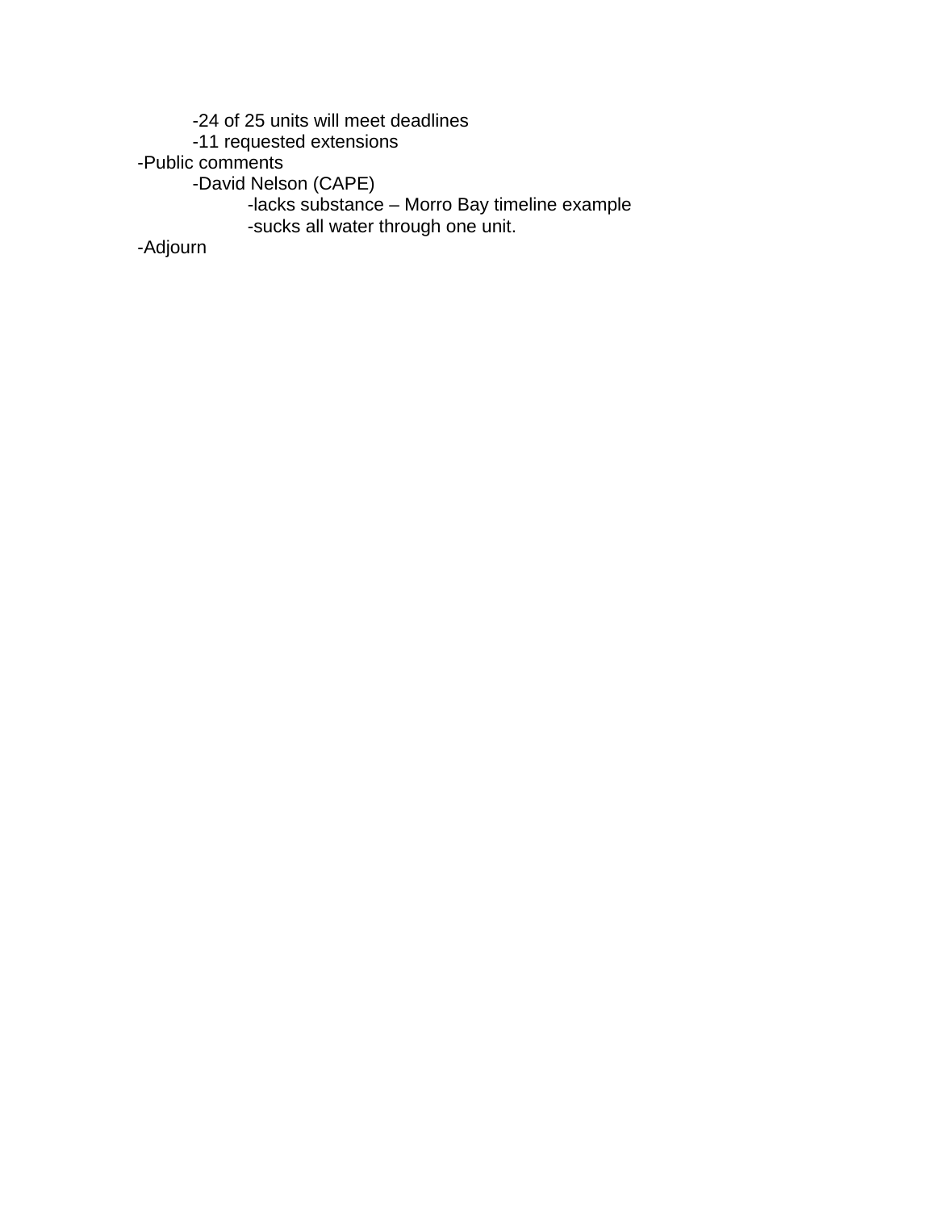- -24 of 25 units will meet deadlines
- -11 requested extensions

-Public comments

- -David Nelson (CAPE)
  - -lacks substance – Morro Bay timeline example
  - -sucks all water through one unit.

-Adjourn